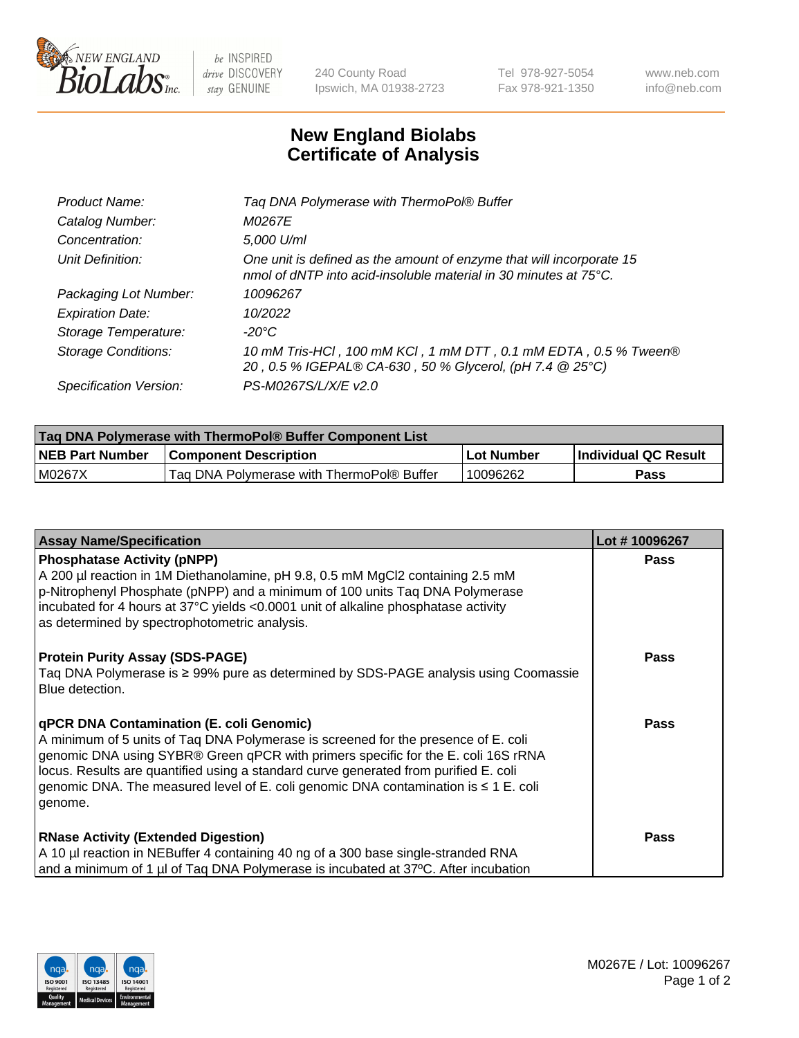New England Biolabs Inc. — be INSPIRED drive DISCOVERY stay GENUINE

240 County Road
Ipswich, MA 01938-2723

Tel 978-927-5054
Fax 978-921-1350

www.neb.com
info@neb.com

# New England Biolabs Certificate of Analysis

| | |
|---|---|
| *Product Name:* | *Taq DNA Polymerase with ThermoPol® Buffer* |
| *Catalog Number:* | *M0267E* |
| *Concentration:* | *5,000 U/ml* |
| *Unit Definition:* | *One unit is defined as the amount of enzyme that will incorporate 15 nmol of dNTP into acid-insoluble material in 30 minutes at 75°C.* |
| *Packaging Lot Number:* | *10096267* |
| *Expiration Date:* | *10/2022* |
| *Storage Temperature:* | *-20°C* |
| *Storage Conditions:* | *10 mM Tris-HCl , 100 mM KCl , 1 mM DTT , 0.1 mM EDTA , 0.5 % Tween® 20 , 0.5 % IGEPAL® CA-630 , 50 % Glycerol, (pH 7.4 @ 25°C)* |
| *Specification Version:* | *PS-M0267S/L/X/E v2.0* |

| Taq DNA Polymerase with ThermoPol® Buffer Component List | | | |
|---|---|---|---|
| **NEB Part Number** | **Component Description** | **Lot Number** | **Individual QC Result** |
| M0267X | Taq DNA Polymerase with ThermoPol® Buffer | 10096262 | **Pass** |

| Assay Name/Specification | Lot # 10096267 |
|---|---|
| **Phosphatase Activity (pNPP)**<br>A 200 µl reaction in 1M Diethanolamine, pH 9.8, 0.5 mM MgCl2 containing 2.5 mM p-Nitrophenyl Phosphate (pNPP) and a minimum of 100 units Taq DNA Polymerase incubated for 4 hours at 37°C yields <0.0001 unit of alkaline phosphatase activity as determined by spectrophotometric analysis. | **Pass** |
| **Protein Purity Assay (SDS-PAGE)**<br>Taq DNA Polymerase is ≥ 99% pure as determined by SDS-PAGE analysis using Coomassie Blue detection. | **Pass** |
| **qPCR DNA Contamination (E. coli Genomic)**<br>A minimum of 5 units of Taq DNA Polymerase is screened for the presence of E. coli genomic DNA using SYBR® Green qPCR with primers specific for the E. coli 16S rRNA locus. Results are quantified using a standard curve generated from purified E. coli genomic DNA. The measured level of E. coli genomic DNA contamination is ≤ 1 E. coli genome. | **Pass** |
| **RNase Activity (Extended Digestion)**<br>A 10 µl reaction in NEBuffer 4 containing 40 ng of a 300 base single-stranded RNA and a minimum of 1 µl of Taq DNA Polymerase is incubated at 37ºC. After incubation | **Pass** |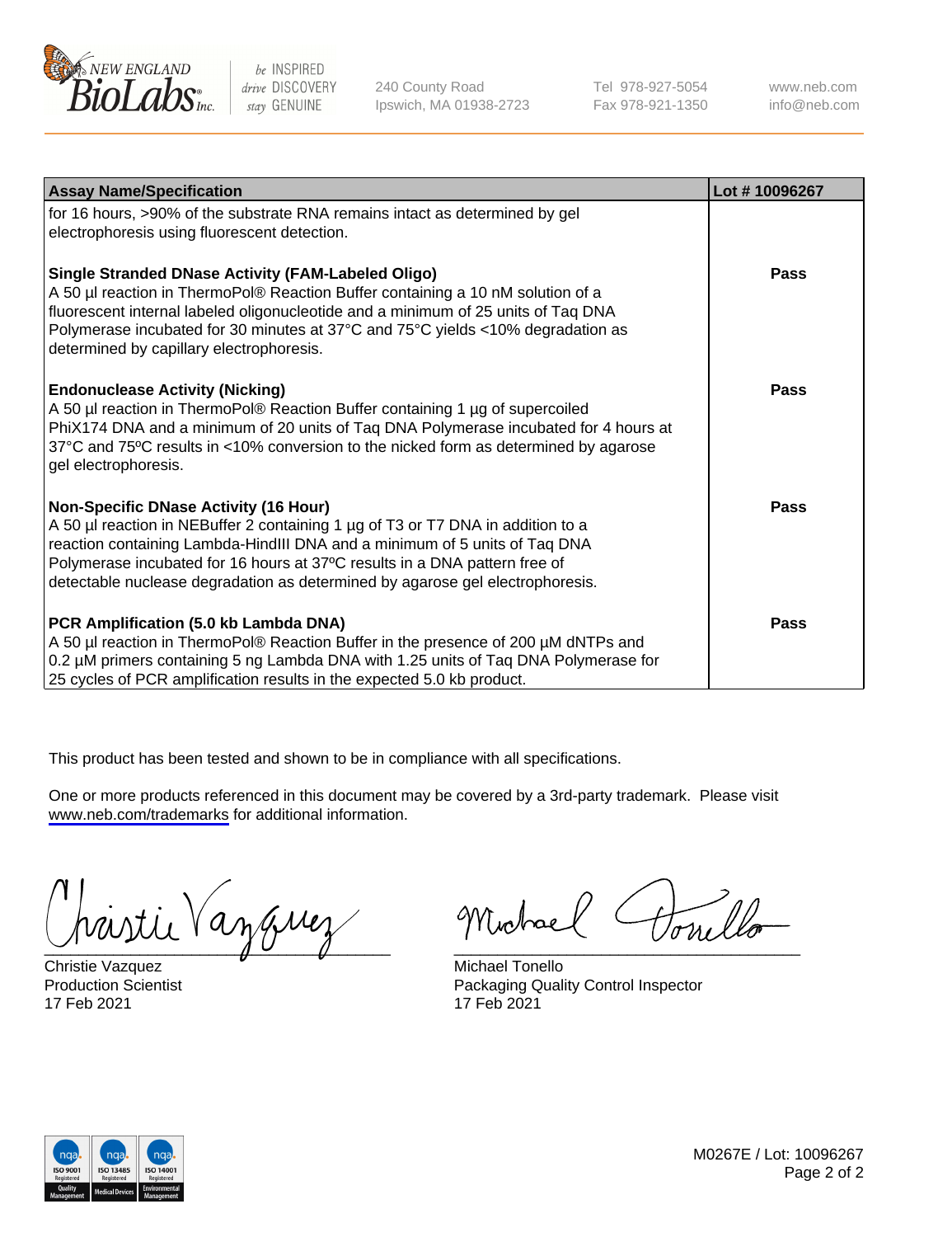| Assay Name/Specification | Lot # 10096267 |
| --- | --- |
| for 16 hours, >90% of the substrate RNA remains intact as determined by gel electrophoresis using fluorescent detection. | |
| **Single Stranded DNase Activity (FAM-Labeled Oligo)** A 50 µl reaction in ThermoPol® Reaction Buffer containing a 10 nM solution of a fluorescent internal labeled oligonucleotide and a minimum of 25 units of Taq DNA Polymerase incubated for 30 minutes at 37°C and 75°C yields <10% degradation as determined by capillary electrophoresis. | Pass |
| **Endonuclease Activity (Nicking)** A 50 µl reaction in ThermoPol® Reaction Buffer containing 1 µg of supercoiled PhiX174 DNA and a minimum of 20 units of Taq DNA Polymerase incubated for 4 hours at 37°C and 75ºC results in <10% conversion to the nicked form as determined by agarose gel electrophoresis. | Pass |
| **Non-Specific DNase Activity (16 Hour)** A 50 µl reaction in NEBuffer 2 containing 1 µg of T3 or T7 DNA in addition to a reaction containing Lambda-HindIII DNA and a minimum of 5 units of Taq DNA Polymerase incubated for 16 hours at 37ºC results in a DNA pattern free of detectable nuclease degradation as determined by agarose gel electrophoresis. | Pass |
| **PCR Amplification (5.0 kb Lambda DNA)** A 50 µl reaction in ThermoPol® Reaction Buffer in the presence of 200 µM dNTPs and 0.2 µM primers containing 5 ng Lambda DNA with 1.25 units of Taq DNA Polymerase for 25 cycles of PCR amplification results in the expected 5.0 kb product. | Pass |

This product has been tested and shown to be in compliance with all specifications.

One or more products referenced in this document may be covered by a 3rd-party trademark. Please visit www.neb.com/trademarks for additional information.

Christie Vazquez
Production Scientist
17 Feb 2021

Michael Tonello
Packaging Quality Control Inspector
17 Feb 2021

M0267E / Lot: 10096267